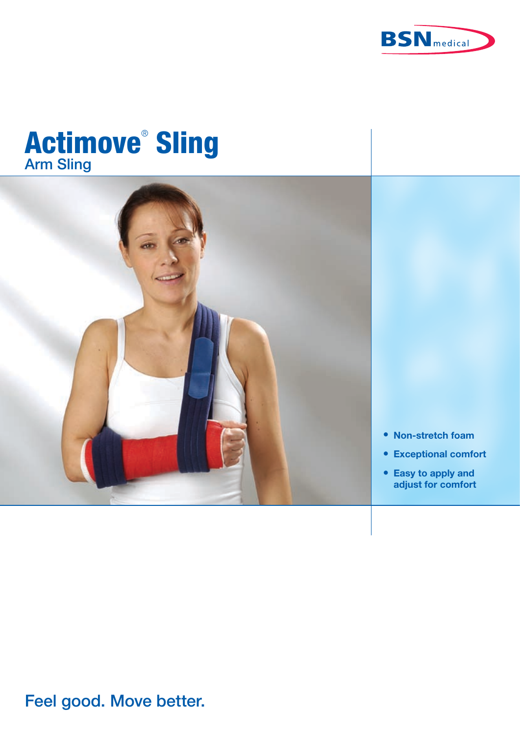BSN medical

# Actimove® Sling

## Arm Sling

- Non-stretch foam
- Exceptional comfort
- Easy to apply and adjust for comfort

Feel good. Move better.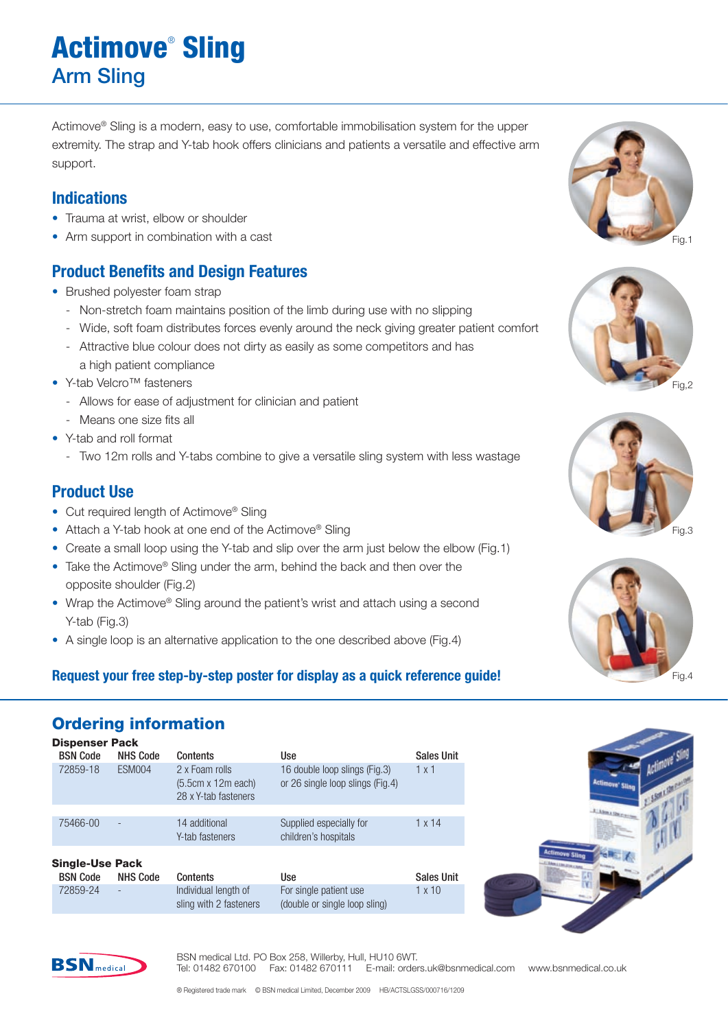# Actimove® Sling

## Arm Sling

Actimove® Sling is a modern, easy to use, comfortable immobilisation system for the upper extremity. The strap and Y-tab hook offers clinicians and patients a versatile and effective arm support.

## Indications

- Trauma at wrist, elbow or shoulder
- Arm support in combination with a cast

## Product Benefits and Design Features

- Brushed polyester foam strap
  - Non-stretch foam maintains position of the limb during use with no slipping
  - Wide, soft foam distributes forces evenly around the neck giving greater patient comfort
  - Attractive blue colour does not dirty as easily as some competitors and has a high patient compliance
- Y-tab Velcro™ fasteners
  - Allows for ease of adjustment for clinician and patient
  - Means one size fits all
- Y-tab and roll format
  - Two 12m rolls and Y-tabs combine to give a versatile sling system with less wastage

## Product Use

- Cut required length of Actimove® Sling
- Attach a Y-tab hook at one end of the Actimove® Sling
- Create a small loop using the Y-tab and slip over the arm just below the elbow (Fig.1)
- Take the Actimove® Sling under the arm, behind the back and then over the opposite shoulder (Fig.2)
- Wrap the Actimove® Sling around the patient's wrist and attach using a second Y-tab (Fig.3)
- A single loop is an alternative application to the one described above (Fig.4)

Fig.1

Fig,2

Fig.3

Fig.4

**Request your free step-by-step poster for display as a quick reference guide!**

## Ordering information

**Dispenser Pack**

| BSN Code | NHS Code | Contents | Use | Sales Unit |
|---|---|---|---|---|
| 72859-18 | ESM004 | 2 x Foam rolls (5.5cm x 12m each) 28 x Y-tab fasteners | 16 double loop slings (Fig.3) or 26 single loop slings (Fig.4) | 1 x 1 |
| 75466-00 | - | 14 additional Y-tab fasteners | Supplied especially for children's hospitals | 1 x 14 |

**Single-Use Pack**

| BSN Code | NHS Code | Contents | Use | Sales Unit |
|---|---|---|---|---|
| 72859-24 | - | Individual length of sling with 2 fasteners | For single patient use (double or single loop sling) | 1 x 10 |

BSN medical

BSN medical Ltd. PO Box 258, Willerby, Hull, HU10 6WT.
Tel: 01482 670100 Fax: 01482 670111 E-mail: orders.uk@bsnmedical.com www.bsnmedical.co.uk

® Registered trade mark © BSN medical Limited, December 2009 HB/ACTSLGSS/000716/1209